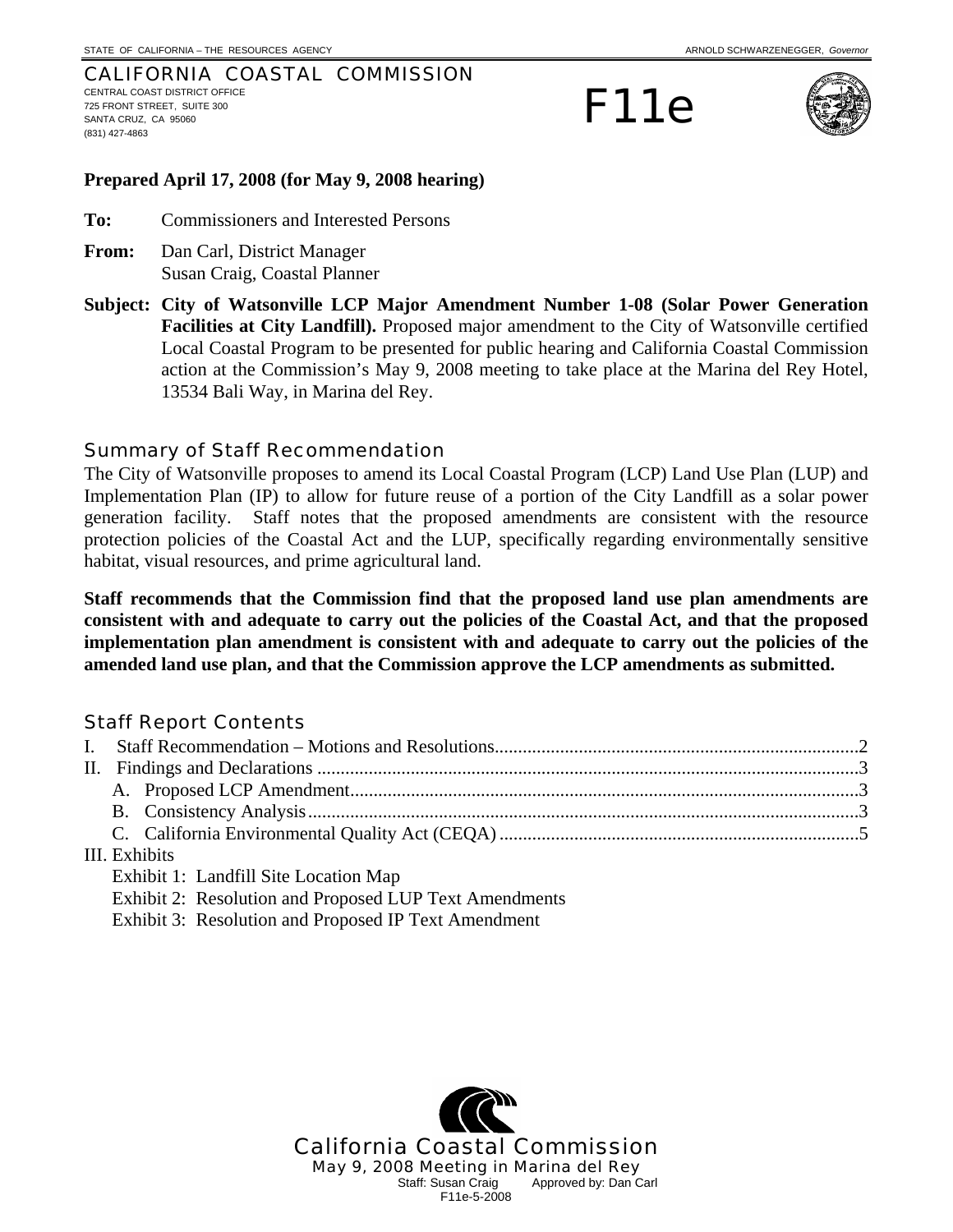STATE OF CALIFORNIA – THE RESOURCES AGENCY

ARNOLD SCHWARZENEGGER, *Governor*

CALIFORNIA COASTAL COMMISSION
CENTRAL COAST DISTRICT OFFICE
725 FRONT STREET, SUITE 300
SANTA CRUZ, CA 95060
(831) 427-4863

# F11e

**Prepared April 17, 2008 (for May 9, 2008 hearing)**

**To:** Commissioners and Interested Persons

**From:** Dan Carl, District Manager
Susan Craig, Coastal Planner

**Subject: City of Watsonville LCP Major Amendment Number 1-08 (Solar Power Generation Facilities at City Landfill).** Proposed major amendment to the City of Watsonville certified Local Coastal Program to be presented for public hearing and California Coastal Commission action at the Commission's May 9, 2008 meeting to take place at the Marina del Rey Hotel, 13534 Bali Way, in Marina del Rey.

## Summary of Staff Recommendation

The City of Watsonville proposes to amend its Local Coastal Program (LCP) Land Use Plan (LUP) and Implementation Plan (IP) to allow for future reuse of a portion of the City Landfill as a solar power generation facility. Staff notes that the proposed amendments are consistent with the resource protection policies of the Coastal Act and the LUP, specifically regarding environmentally sensitive habitat, visual resources, and prime agricultural land.

**Staff recommends that the Commission find that the proposed land use plan amendments are consistent with and adequate to carry out the policies of the Coastal Act, and that the proposed implementation plan amendment is consistent with and adequate to carry out the policies of the amended land use plan, and that the Commission approve the LCP amendments as submitted.**

## Staff Report Contents

I. Staff Recommendation – Motions and Resolutions....................2
II. Findings and Declarations....................3
  A. Proposed LCP Amendment....................3
  B. Consistency Analysis....................3
  C. California Environmental Quality Act (CEQA)....................5
III. Exhibits
  Exhibit 1: Landfill Site Location Map
  Exhibit 2: Resolution and Proposed LUP Text Amendments
  Exhibit 3: Resolution and Proposed IP Text Amendment

California Coastal Commission
May 9, 2008 Meeting in Marina del Rey
Staff: Susan Craig Approved by: Dan Carl
F11e-5-2008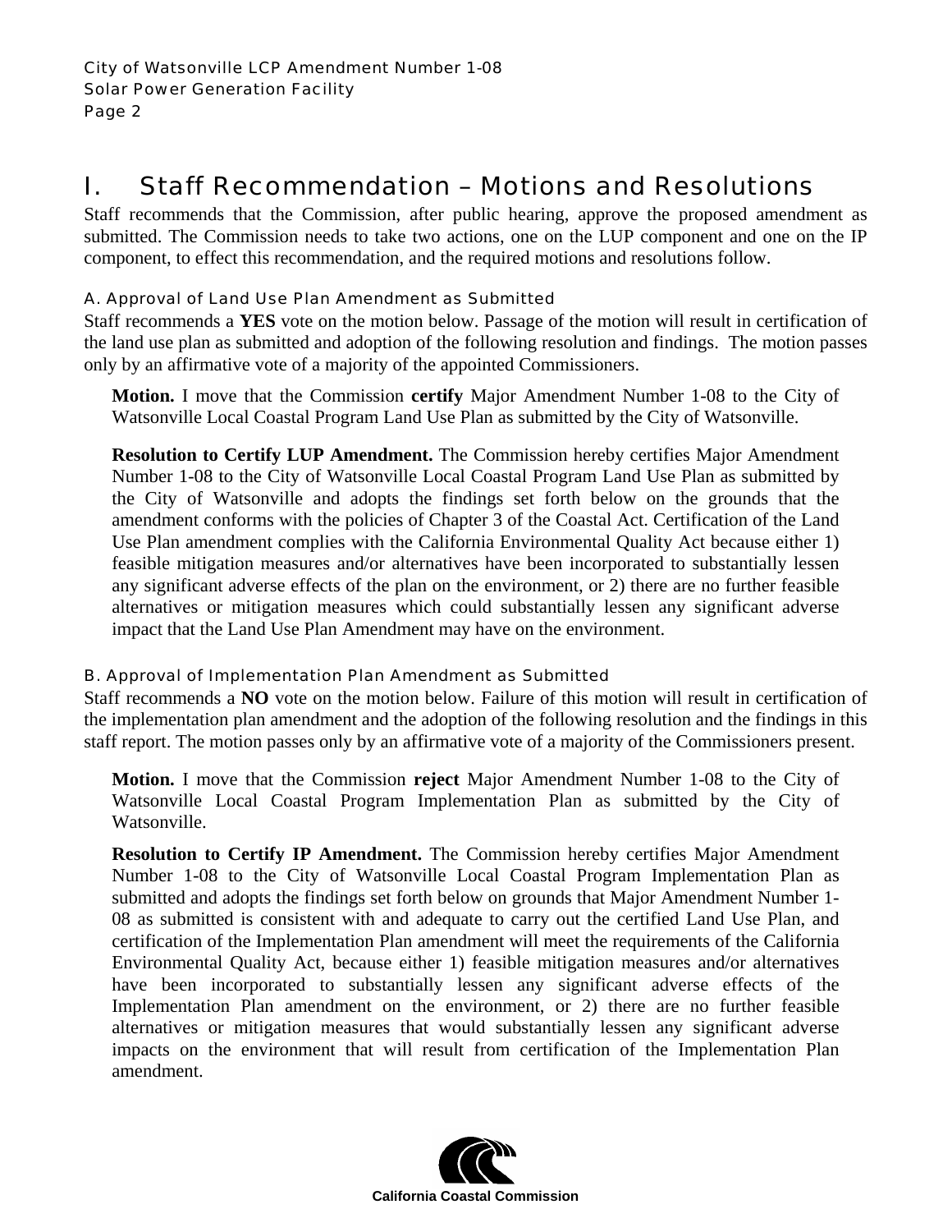# I. Staff Recommendation – Motions and Resolutions

Staff recommends that the Commission, after public hearing, approve the proposed amendment as submitted. The Commission needs to take two actions, one on the LUP component and one on the IP component, to effect this recommendation, and the required motions and resolutions follow.

### A. Approval of Land Use Plan Amendment as Submitted

Staff recommends a **YES** vote on the motion below. Passage of the motion will result in certification of the land use plan as submitted and adoption of the following resolution and findings. The motion passes only by an affirmative vote of a majority of the appointed Commissioners.

> **Motion.** I move that the Commission **certify** Major Amendment Number 1-08 to the City of Watsonville Local Coastal Program Land Use Plan as submitted by the City of Watsonville.
>
> **Resolution to Certify LUP Amendment.** The Commission hereby certifies Major Amendment Number 1-08 to the City of Watsonville Local Coastal Program Land Use Plan as submitted by the City of Watsonville and adopts the findings set forth below on the grounds that the amendment conforms with the policies of Chapter 3 of the Coastal Act. Certification of the Land Use Plan amendment complies with the California Environmental Quality Act because either 1) feasible mitigation measures and/or alternatives have been incorporated to substantially lessen any significant adverse effects of the plan on the environment, or 2) there are no further feasible alternatives or mitigation measures which could substantially lessen any significant adverse impact that the Land Use Plan Amendment may have on the environment.

### B. Approval of Implementation Plan Amendment as Submitted

Staff recommends a **NO** vote on the motion below. Failure of this motion will result in certification of the implementation plan amendment and the adoption of the following resolution and the findings in this staff report. The motion passes only by an affirmative vote of a majority of the Commissioners present.

> **Motion.** I move that the Commission **reject** Major Amendment Number 1-08 to the City of Watsonville Local Coastal Program Implementation Plan as submitted by the City of Watsonville.
>
> **Resolution to Certify IP Amendment.** The Commission hereby certifies Major Amendment Number 1-08 to the City of Watsonville Local Coastal Program Implementation Plan as submitted and adopts the findings set forth below on grounds that Major Amendment Number 1-08 as submitted is consistent with and adequate to carry out the certified Land Use Plan, and certification of the Implementation Plan amendment will meet the requirements of the California Environmental Quality Act, because either 1) feasible mitigation measures and/or alternatives have been incorporated to substantially lessen any significant adverse effects of the Implementation Plan amendment on the environment, or 2) there are no further feasible alternatives or mitigation measures that would substantially lessen any significant adverse impacts on the environment that will result from certification of the Implementation Plan amendment.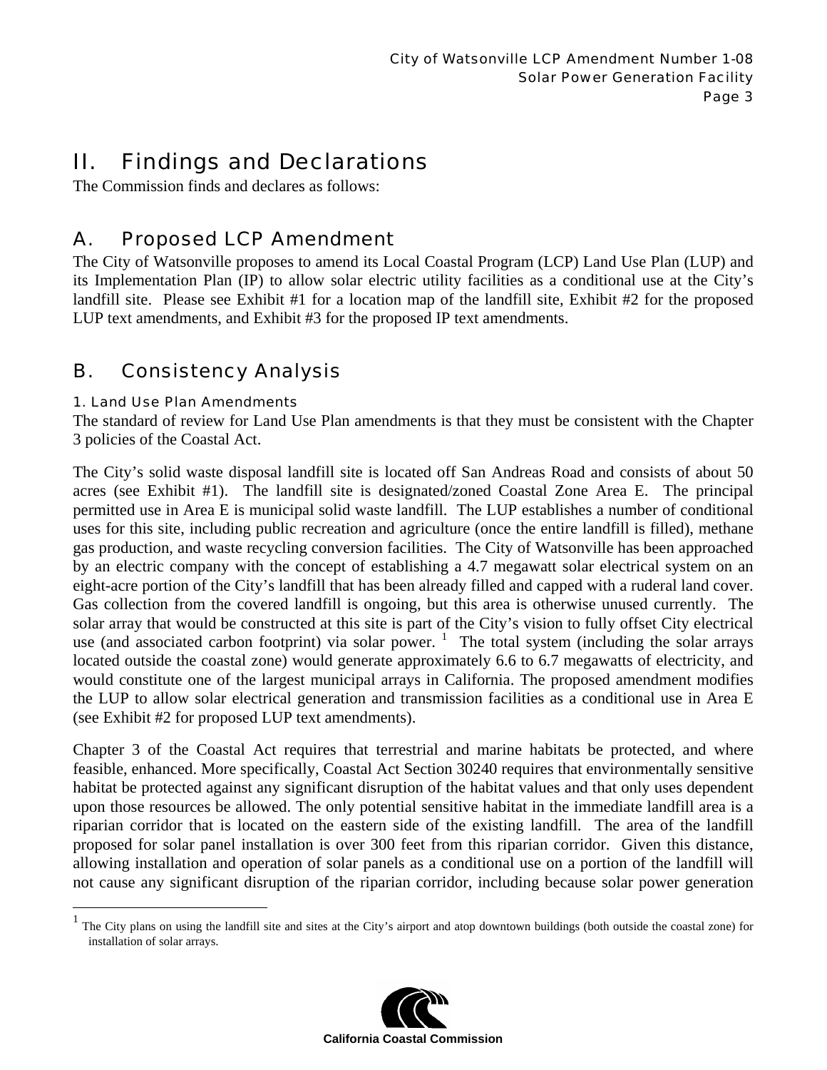# II. Findings and Declarations

The Commission finds and declares as follows:

## A. Proposed LCP Amendment

The City of Watsonville proposes to amend its Local Coastal Program (LCP) Land Use Plan (LUP) and its Implementation Plan (IP) to allow solar electric utility facilities as a conditional use at the City's landfill site. Please see Exhibit #1 for a location map of the landfill site, Exhibit #2 for the proposed LUP text amendments, and Exhibit #3 for the proposed IP text amendments.

## B. Consistency Analysis

### 1. Land Use Plan Amendments

The standard of review for Land Use Plan amendments is that they must be consistent with the Chapter 3 policies of the Coastal Act.

The City's solid waste disposal landfill site is located off San Andreas Road and consists of about 50 acres (see Exhibit #1). The landfill site is designated/zoned Coastal Zone Area E. The principal permitted use in Area E is municipal solid waste landfill. The LUP establishes a number of conditional uses for this site, including public recreation and agriculture (once the entire landfill is filled), methane gas production, and waste recycling conversion facilities. The City of Watsonville has been approached by an electric company with the concept of establishing a 4.7 megawatt solar electrical system on an eight-acre portion of the City's landfill that has been already filled and capped with a ruderal land cover. Gas collection from the covered landfill is ongoing, but this area is otherwise unused currently. The solar array that would be constructed at this site is part of the City's vision to fully offset City electrical use (and associated carbon footprint) via solar power. [1] The total system (including the solar arrays located outside the coastal zone) would generate approximately 6.6 to 6.7 megawatts of electricity, and would constitute one of the largest municipal arrays in California. The proposed amendment modifies the LUP to allow solar electrical generation and transmission facilities as a conditional use in Area E (see Exhibit #2 for proposed LUP text amendments).

Chapter 3 of the Coastal Act requires that terrestrial and marine habitats be protected, and where feasible, enhanced. More specifically, Coastal Act Section 30240 requires that environmentally sensitive habitat be protected against any significant disruption of the habitat values and that only uses dependent upon those resources be allowed. The only potential sensitive habitat in the immediate landfill area is a riparian corridor that is located on the eastern side of the existing landfill. The area of the landfill proposed for solar panel installation is over 300 feet from this riparian corridor. Given this distance, allowing installation and operation of solar panels as a conditional use on a portion of the landfill will not cause any significant disruption of the riparian corridor, including because solar power generation

[1] The City plans on using the landfill site and sites at the City's airport and atop downtown buildings (both outside the coastal zone) for installation of solar arrays.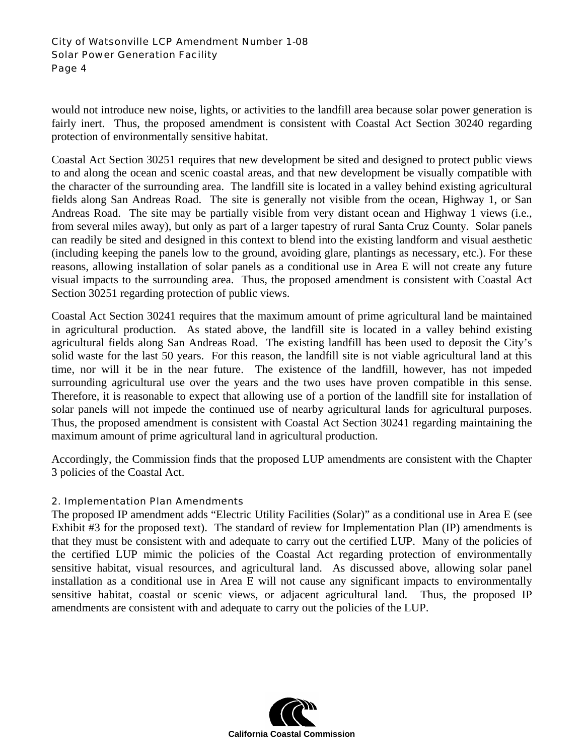would not introduce new noise, lights, or activities to the landfill area because solar power generation is fairly inert. Thus, the proposed amendment is consistent with Coastal Act Section 30240 regarding protection of environmentally sensitive habitat.

Coastal Act Section 30251 requires that new development be sited and designed to protect public views to and along the ocean and scenic coastal areas, and that new development be visually compatible with the character of the surrounding area. The landfill site is located in a valley behind existing agricultural fields along San Andreas Road. The site is generally not visible from the ocean, Highway 1, or San Andreas Road. The site may be partially visible from very distant ocean and Highway 1 views (i.e., from several miles away), but only as part of a larger tapestry of rural Santa Cruz County. Solar panels can readily be sited and designed in this context to blend into the existing landform and visual aesthetic (including keeping the panels low to the ground, avoiding glare, plantings as necessary, etc.). For these reasons, allowing installation of solar panels as a conditional use in Area E will not create any future visual impacts to the surrounding area. Thus, the proposed amendment is consistent with Coastal Act Section 30251 regarding protection of public views.

Coastal Act Section 30241 requires that the maximum amount of prime agricultural land be maintained in agricultural production. As stated above, the landfill site is located in a valley behind existing agricultural fields along San Andreas Road. The existing landfill has been used to deposit the City's solid waste for the last 50 years. For this reason, the landfill site is not viable agricultural land at this time, nor will it be in the near future. The existence of the landfill, however, has not impeded surrounding agricultural use over the years and the two uses have proven compatible in this sense. Therefore, it is reasonable to expect that allowing use of a portion of the landfill site for installation of solar panels will not impede the continued use of nearby agricultural lands for agricultural purposes. Thus, the proposed amendment is consistent with Coastal Act Section 30241 regarding maintaining the maximum amount of prime agricultural land in agricultural production.

Accordingly, the Commission finds that the proposed LUP amendments are consistent with the Chapter 3 policies of the Coastal Act.

### 2. Implementation Plan Amendments

The proposed IP amendment adds "Electric Utility Facilities (Solar)" as a conditional use in Area E (see Exhibit #3 for the proposed text). The standard of review for Implementation Plan (IP) amendments is that they must be consistent with and adequate to carry out the certified LUP. Many of the policies of the certified LUP mimic the policies of the Coastal Act regarding protection of environmentally sensitive habitat, visual resources, and agricultural land. As discussed above, allowing solar panel installation as a conditional use in Area E will not cause any significant impacts to environmentally sensitive habitat, coastal or scenic views, or adjacent agricultural land. Thus, the proposed IP amendments are consistent with and adequate to carry out the policies of the LUP.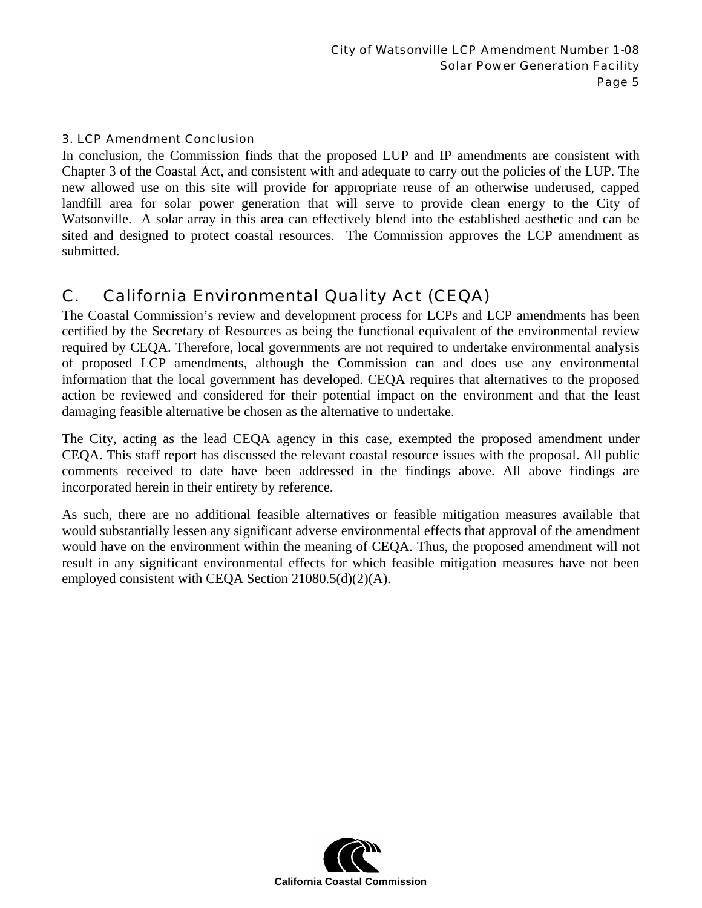### 3. LCP Amendment Conclusion

In conclusion, the Commission finds that the proposed LUP and IP amendments are consistent with Chapter 3 of the Coastal Act, and consistent with and adequate to carry out the policies of the LUP. The new allowed use on this site will provide for appropriate reuse of an otherwise underused, capped landfill area for solar power generation that will serve to provide clean energy to the City of Watsonville. A solar array in this area can effectively blend into the established aesthetic and can be sited and designed to protect coastal resources. The Commission approves the LCP amendment as submitted.

## C. California Environmental Quality Act (CEQA)

The Coastal Commission's review and development process for LCPs and LCP amendments has been certified by the Secretary of Resources as being the functional equivalent of the environmental review required by CEQA. Therefore, local governments are not required to undertake environmental analysis of proposed LCP amendments, although the Commission can and does use any environmental information that the local government has developed. CEQA requires that alternatives to the proposed action be reviewed and considered for their potential impact on the environment and that the least damaging feasible alternative be chosen as the alternative to undertake.

The City, acting as the lead CEQA agency in this case, exempted the proposed amendment under CEQA. This staff report has discussed the relevant coastal resource issues with the proposal. All public comments received to date have been addressed in the findings above. All above findings are incorporated herein in their entirety by reference.

As such, there are no additional feasible alternatives or feasible mitigation measures available that would substantially lessen any significant adverse environmental effects that approval of the amendment would have on the environment within the meaning of CEQA. Thus, the proposed amendment will not result in any significant environmental effects for which feasible mitigation measures have not been employed consistent with CEQA Section 21080.5(d)(2)(A).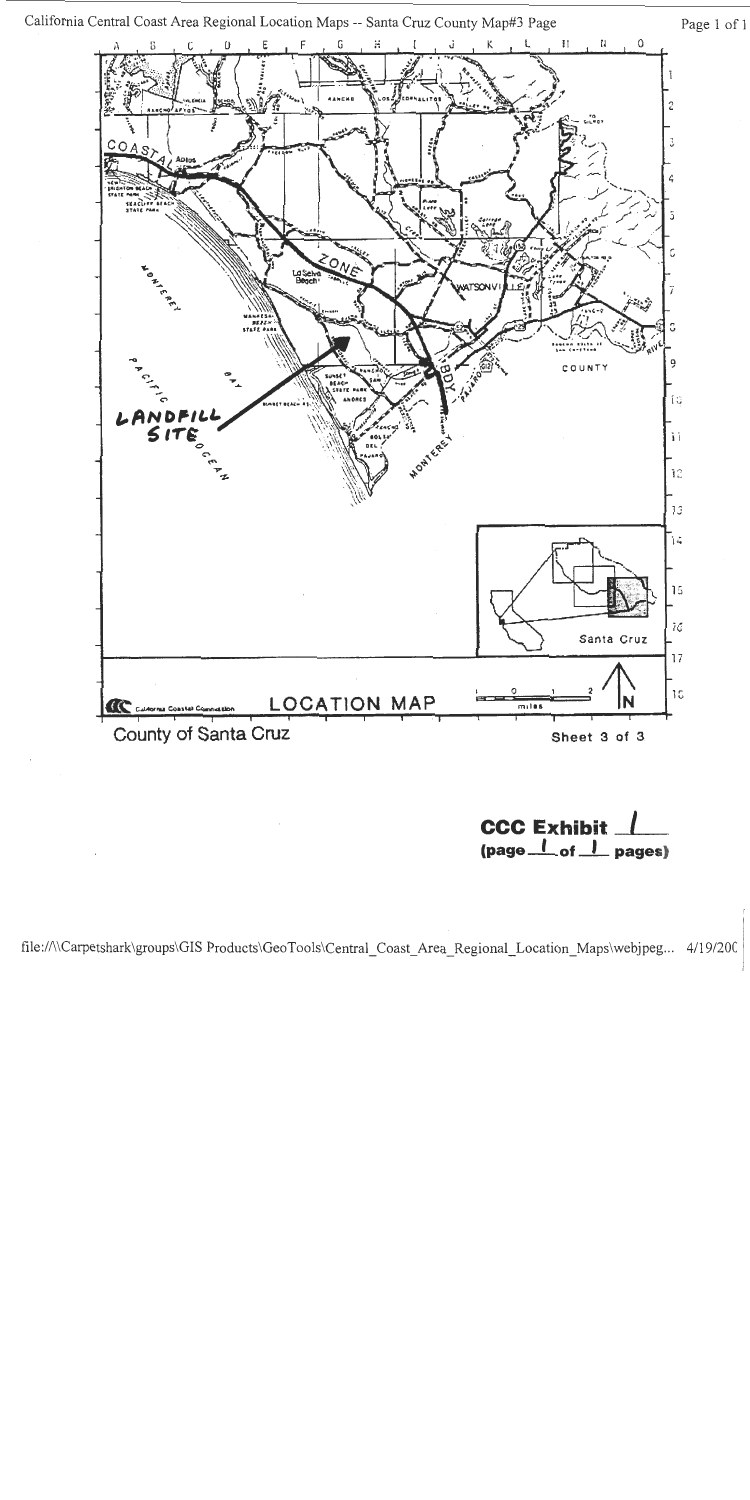California Central Coast Area Regional Location Maps -- Santa Cruz County Map#3 Page

LANDFILL SITE

LOCATION MAP

County of Santa Cruz

Sheet 3 of 3

**CCC Exhibit 1**
**(page 1 of 1 pages)**

file://\\Carpetshark\groups\GIS Products\GeoTools\Central_Coast_Area_Regional_Location_Maps\webjpeg... 4/19/200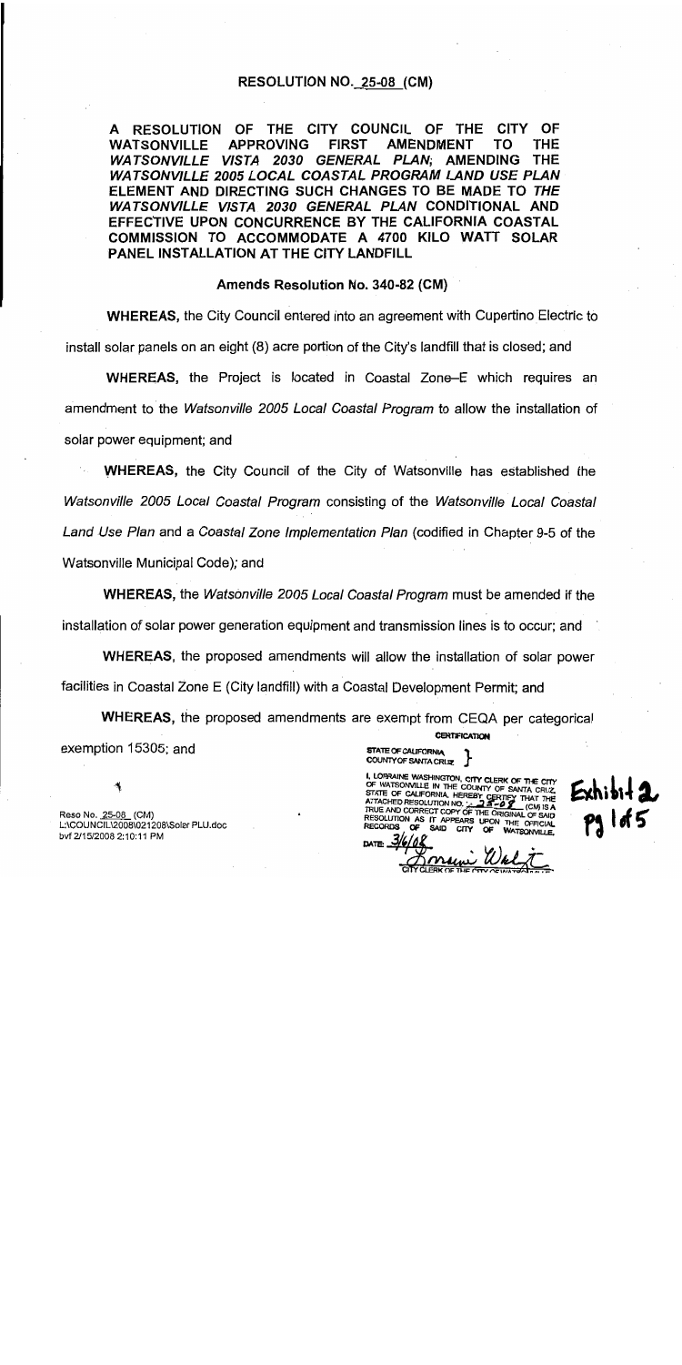# RESOLUTION NO. 25-08 (CM)

**A RESOLUTION OF THE CITY COUNCIL OF THE CITY OF WATSONVILLE APPROVING FIRST AMENDMENT TO THE *WATSONVILLE VISTA 2030 GENERAL PLAN*; AMENDING THE *WATSONVILLE 2005 LOCAL COASTAL PROGRAM LAND USE PLAN* ELEMENT AND DIRECTING SUCH CHANGES TO BE MADE TO *THE WATSONVILLE VISTA 2030 GENERAL PLAN* CONDITIONAL AND EFFECTIVE UPON CONCURRENCE BY THE CALIFORNIA COASTAL COMMISSION TO ACCOMMODATE A 4700 KILO WATT SOLAR PANEL INSTALLATION AT THE CITY LANDFILL**

**Amends Resolution No. 340-82 (CM)**

**WHEREAS,** the City Council entered into an agreement with Cupertino Electric to install solar panels on an eight (8) acre portion of the City's landfill that is closed; and

**WHEREAS,** the Project is located in Coastal Zone–E which requires an amendment to the *Watsonville 2005 Local Coastal Program* to allow the installation of solar power equipment; and

**WHEREAS,** the City Council of the City of Watsonville has established the *Watsonville 2005 Local Coastal Program* consisting of the *Watsonville Local Coastal Land Use Plan* and a *Coastal Zone Implementation Plan* (codified in Chapter 9-5 of the Watsonville Municipal Code); and

**WHEREAS,** the *Watsonville 2005 Local Coastal Program* must be amended if the installation of solar power generation equipment and transmission lines is to occur; and

**WHEREAS,** the proposed amendments will allow the installation of solar power facilities in Coastal Zone E (City landfill) with a Coastal Development Permit; and

**WHEREAS,** the proposed amendments are exempt from CEQA per categorical exemption 15305; and

Reso No. 25-08 (CM)
L:\COUNCIL\2008\021208\Solar PLU.doc
bvf 2/15/2008 2:10:11 PM

CERTIFICATION

STATE OF CALIFORNIA
COUNTY OF SANTA CRUZ

I, LORRAINE WASHINGTON, CITY CLERK OF THE CITY OF WATSONVILLE IN THE COUNTY OF SANTA CRUZ, STATE OF CALIFORNIA, HEREBY CERTIFY THAT THE ATTACHED RESOLUTION NO. 25-08 (CM) IS A TRUE AND CORRECT COPY OF THE ORIGINAL OF SAID RESOLUTION AS IT APPEARS UPON THE OFFICIAL RECORDS OF SAID CITY OF WATSONVILLE.

DATE: 3/6/08

CITY CLERK OF THE CITY OF WATSONVILLE

Exhibit 2
pg 1 of 5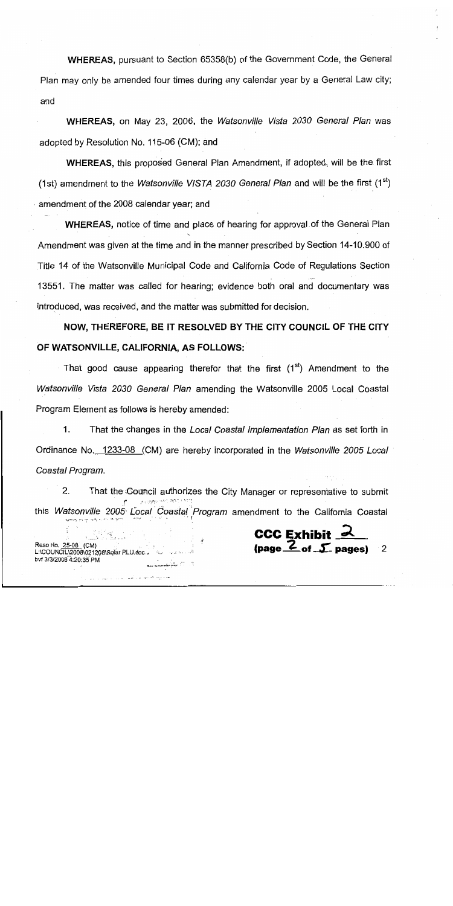**WHEREAS,** pursuant to Section 65358(b) of the Government Code, the General Plan may only be amended four times during any calendar year by a General Law city; and

**WHEREAS,** on May 23, 2006, the *Watsonville Vista 2030 General Plan* was adopted by Resolution No. 115-06 (CM); and

**WHEREAS,** this proposed General Plan Amendment, if adopted, will be the first (1st) amendment to the *Watsonville VISTA 2030 General Plan* and will be the first (1st) amendment of the 2008 calendar year; and

**WHEREAS,** notice of time and place of hearing for approval of the General Plan Amendment was given at the time and in the manner prescribed by Section 14-10.900 of Title 14 of the Watsonville Municipal Code and California Code of Regulations Section 13551. The matter was called for hearing; evidence both oral and documentary was introduced, was received, and the matter was submitted for decision.

**NOW, THEREFORE, BE IT RESOLVED BY THE CITY COUNCIL OF THE CITY OF WATSONVILLE, CALIFORNIA, AS FOLLOWS:**

That good cause appearing therefor that the first (1st) Amendment to the *Watsonville Vista 2030 General Plan* amending the Watsonville 2005 Local Coastal Program Element as follows is hereby amended:

1. That the changes in the *Local Coastal Implementation Plan* as set forth in Ordinance No. 1233-08 (CM) are hereby incorporated in the *Watsonville 2005 Local Coastal Program.*

2. That the Council authorizes the City Manager or representative to submit this *Watsonville 2005 Local Coastal Program* amendment to the California Coastal

Reso No. 25-08 (CM)
L:\COUNCIL\2008\021208\Solar PLU.doc
bvf 3/3/2008 4:20:35 PM

**CCC Exhibit 2**
**(page 2 of 5 pages)**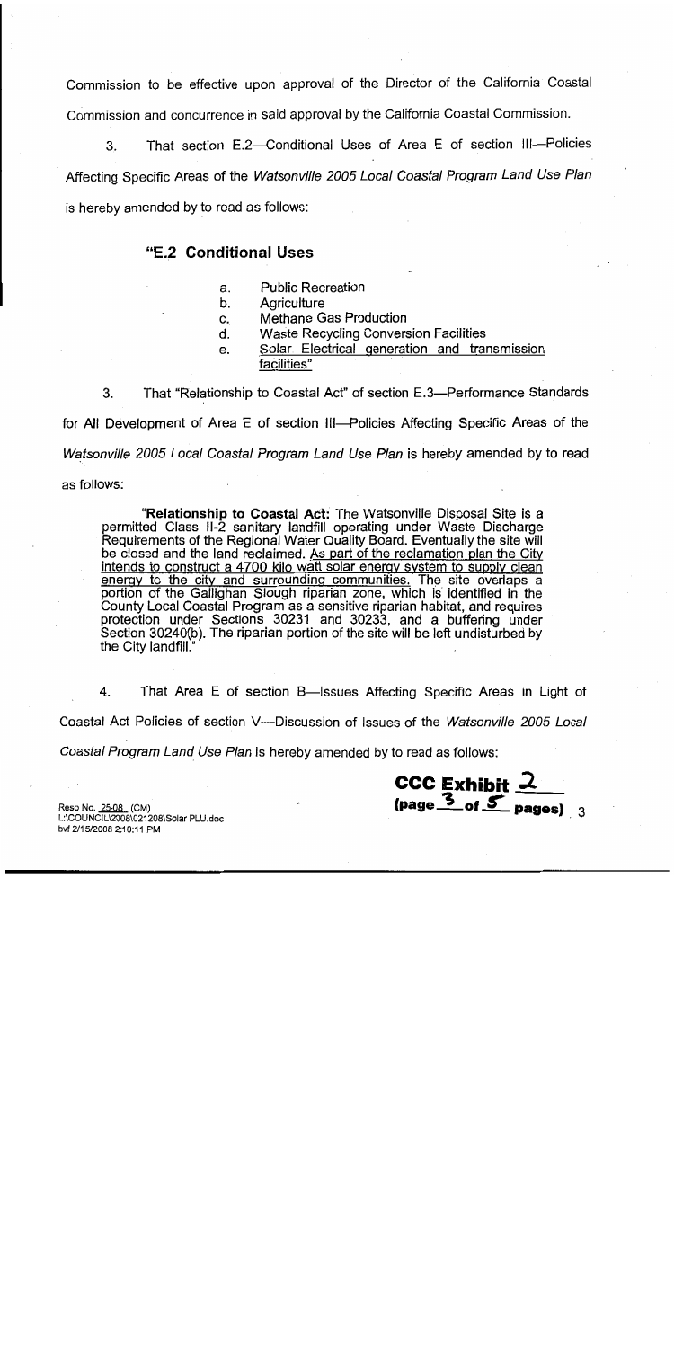Commission to be effective upon approval of the Director of the California Coastal Commission and concurrence in said approval by the California Coastal Commission.

3. That section E.2—Conditional Uses of Area E of section III—Policies Affecting Specific Areas of the *Watsonville 2005 Local Coastal Program Land Use Plan* is hereby amended by to read as follows:

> **"E.2 Conditional Uses**
>
> a. Public Recreation
> b. Agriculture
> c. Methane Gas Production
> d. Waste Recycling Conversion Facilities
> e. <u>Solar Electrical generation and transmission facilities</u>"

3. That "Relationship to Coastal Act" of section E.3—Performance Standards for All Development of Area E of section III—Policies Affecting Specific Areas of the *Watsonville 2005 Local Coastal Program Land Use Plan* is hereby amended by to read as follows:

> "**Relationship to Coastal Act:** The Watsonville Disposal Site is a permitted Class II-2 sanitary landfill operating under Waste Discharge Requirements of the Regional Water Quality Board. Eventually the site will be closed and the land reclaimed. <u>As part of the reclamation plan the City intends to construct a 4700 kilo watt solar energy system to supply clean energy to the city and surrounding communities.</u> The site overlaps a portion of the Gallighan Slough riparian zone, which is identified in the County Local Coastal Program as a sensitive riparian habitat, and requires protection under Sections 30231 and 30233, and a buffering under Section 30240(b). The riparian portion of the site will be left undisturbed by the City landfill."

4. That Area E of section B—Issues Affecting Specific Areas in Light of Coastal Act Policies of section V—Discussion of Issues of the *Watsonville 2005 Local Coastal Program Land Use Plan* is hereby amended by to read as follows:

Reso No. 25-08 (CM)
L:\COUNCIL\2008\021208\Solar PLU.doc
bvf 2/15/2008 2:10:11 PM

**CCC Exhibit 2**
**(page 3 of 5 pages)**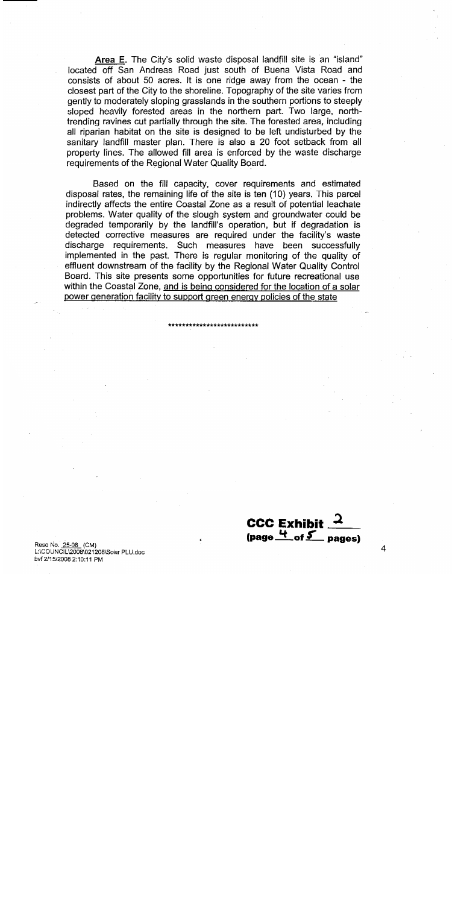<u>**Area E**</u>. The City's solid waste disposal landfill site is an "island" located off San Andreas Road just south of Buena Vista Road and consists of about 50 acres. It is one ridge away from the ocean - the closest part of the City to the shoreline. Topography of the site varies from gently to moderately sloping grasslands in the southern portions to steeply sloped heavily forested areas in the northern part. Two large, north-trending ravines cut partially through the site. The forested area, including all riparian habitat on the site is designed to be left undisturbed by the sanitary landfill master plan. There is also a 20 foot setback from all property lines. The allowed fill area is enforced by the waste discharge requirements of the Regional Water Quality Board.

Based on the fill capacity, cover requirements and estimated disposal rates, the remaining life of the site is ten (10) years. This parcel indirectly affects the entire Coastal Zone as a result of potential leachate problems. Water quality of the slough system and groundwater could be degraded temporarily by the landfill's operation, but if degradation is detected corrective measures are required under the facility's waste discharge requirements. Such measures have been successfully implemented in the past. There is regular monitoring of the quality of effluent downstream of the facility by the Regional Water Quality Control Board. This site presents some opportunities for future recreational use within the Coastal Zone, <u>and is being considered for the location of a solar power generation facility to support green energy policies of the state</u>

***************************

**CCC Exhibit 2**
**(page 4 of 5 pages)**

Reso No. 25-08 (CM)
L:\COUNCIL\2008\021208\Solar PLU.doc
bvf 2/15/2008 2:10:11 PM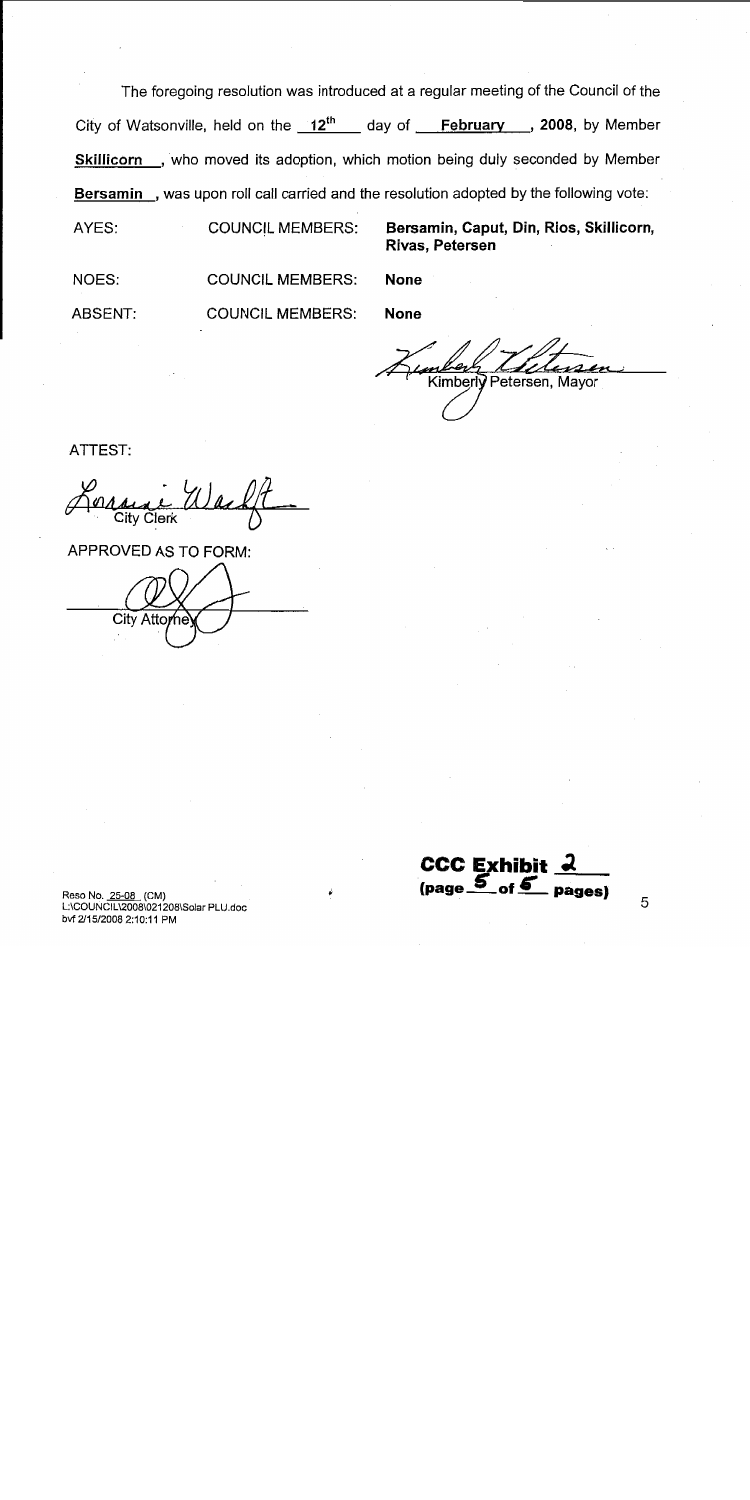The foregoing resolution was introduced at a regular meeting of the Council of the City of Watsonville, held on the **12th** day of **February**, **2008**, by Member **Skillicorn**, who moved its adoption, which motion being duly seconded by Member **Bersamin**, was upon roll call carried and the resolution adopted by the following vote:

| | | |
|---|---|---|
| AYES: | COUNCIL MEMBERS: | **Bersamin, Caput, Din, Rios, Skillicorn, Rivas, Petersen** |
| NOES: | COUNCIL MEMBERS: | **None** |
| ABSENT: | COUNCIL MEMBERS: | **None** |

Kimberly Petersen, Mayor

ATTEST:

City Clerk

APPROVED AS TO FORM:

City Attorney

Reso No. 25-08 (CM)
L:\COUNCIL\2008\021208\Solar PLU.doc
bvf 2/15/2008 2:10:11 PM

**CCC Exhibit 2**
**(page 5 of 5 pages)**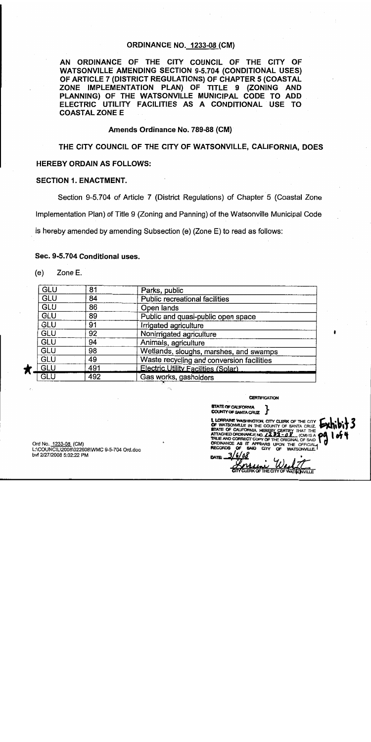## ORDINANCE NO. 1233-08 (CM)

**AN ORDINANCE OF THE CITY COUNCIL OF THE CITY OF WATSONVILLE AMENDING SECTION 9-5.704 (CONDITIONAL USES) OF ARTICLE 7 (DISTRICT REGULATIONS) OF CHAPTER 5 (COASTAL ZONE IMPLEMENTATION PLAN) OF TITLE 9 (ZONING AND PLANNING) OF THE WATSONVILLE MUNICIPAL CODE TO ADD ELECTRIC UTILITY FACILITIES AS A CONDITIONAL USE TO COASTAL ZONE E**

**Amends Ordinance No. 789-88 (CM)**

**THE CITY COUNCIL OF THE CITY OF WATSONVILLE, CALIFORNIA, DOES HEREBY ORDAIN AS FOLLOWS:**

**SECTION 1. ENACTMENT.**

Section 9-5.704 of Article 7 (District Regulations) of Chapter 5 (Coastal Zone Implementation Plan) of Title 9 (Zoning and Panning) of the Watsonville Municipal Code is hereby amended by amending Subsection (e) (Zone E) to read as follows:

**Sec. 9-5.704 Conditional uses.**

(e) Zone E.

| | | |
|---|---|---|
| GLU | 81 | Parks, public |
| GLU | 84 | Public recreational facilities |
| GLU | 86 | Open lands |
| GLU | 89 | Public and quasi-public open space |
| GLU | 91 | Irrigated agriculture |
| GLU | 92 | Nonirrigated agriculture |
| GLU | 94 | Animals, agriculture |
| GLU | 98 | Wetlands, sloughs, marshes, and swamps |
| GLU | 49 | Waste recycling and conversion facilities |
| ★ GLU | 491 | Electric Utility Facilities (Solar) |
| GLU | 492 | Gas works, gasholders |

CERTIFICATION

STATE OF CALIFORNIA
COUNTY OF SANTA CRUZ }

I, LORRAINE WASHINGTON, CITY CLERK OF THE CITY OF WATSONVILLE IN THE COUNTY OF SANTA CRUZ, STATE OF CALIFORNIA, HEREBY CERTIFY THAT THE ATTACHED ORDINANCE NO. 1233-08 (CM) IS A TRUE AND CORRECT COPY OF THE ORIGINAL OF SAID ORDINANCE AS IT APPEARS UPON THE OFFICIAL RECORDS OF SAID CITY OF WATSONVILLE.

DATE: 3/6/08

[signature]
CITY CLERK OF THE CITY OF WATSONVILLE

Exhibit 3
pg 1 of 4

Ord No. 1233-08 (CM)
L:\COUNCIL\2008\022608\WMC 9-5-704 Ord.doc
bvf 2/27/2008 5:02:22 PM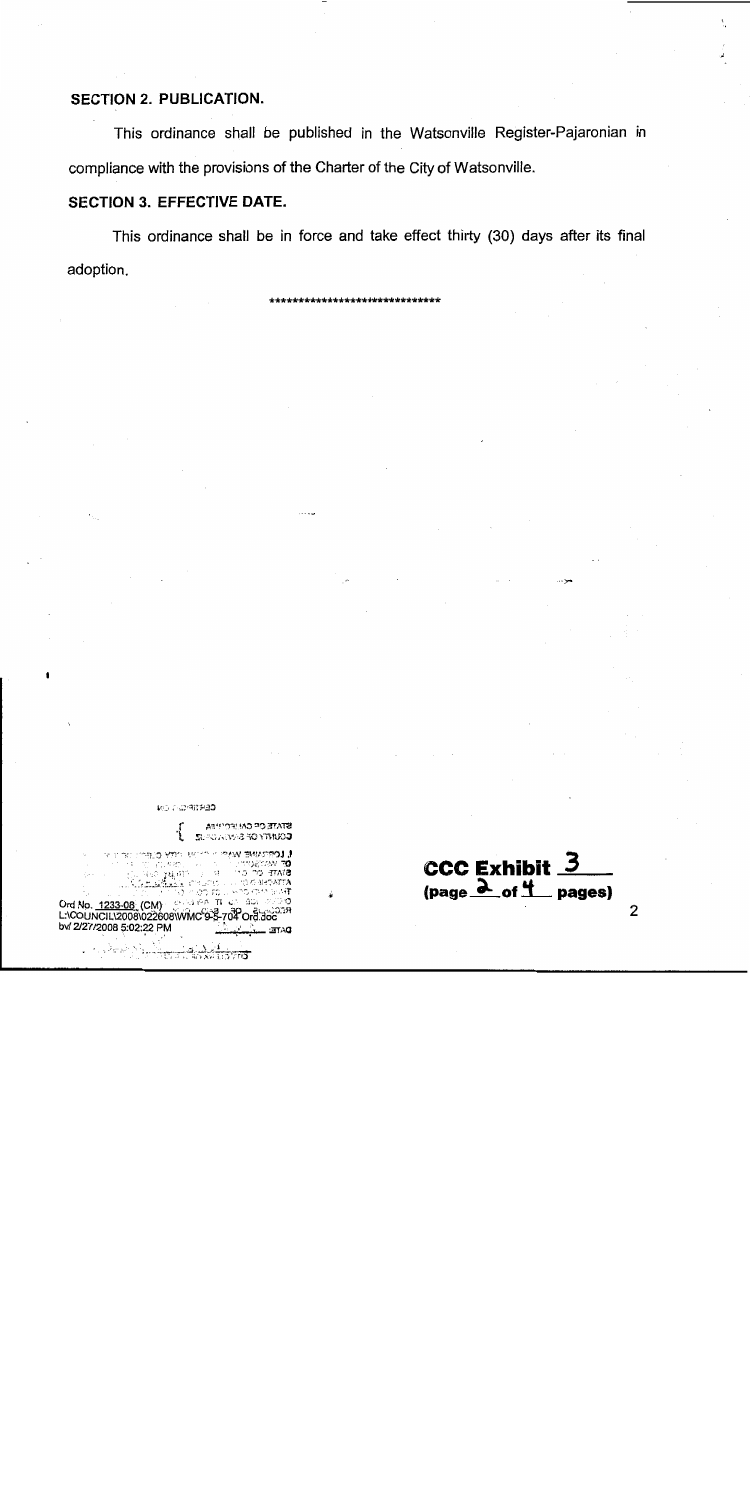**SECTION 2. PUBLICATION.**

This ordinance shall be published in the Watsonville Register-Pajaronian in compliance with the provisions of the Charter of the City of Watsonville.

**SECTION 3. EFFECTIVE DATE.**

This ordinance shall be in force and take effect thirty (30) days after its final adoption.

******************************

Ord No. 1233-08 (CM)
L:\COUNCIL\2008\022608\WMC9-5-704 Ord.doc
bvl 2/27/2008 5:02:22 PM

**CCC Exhibit 3**
**(page 2 of 4 pages)**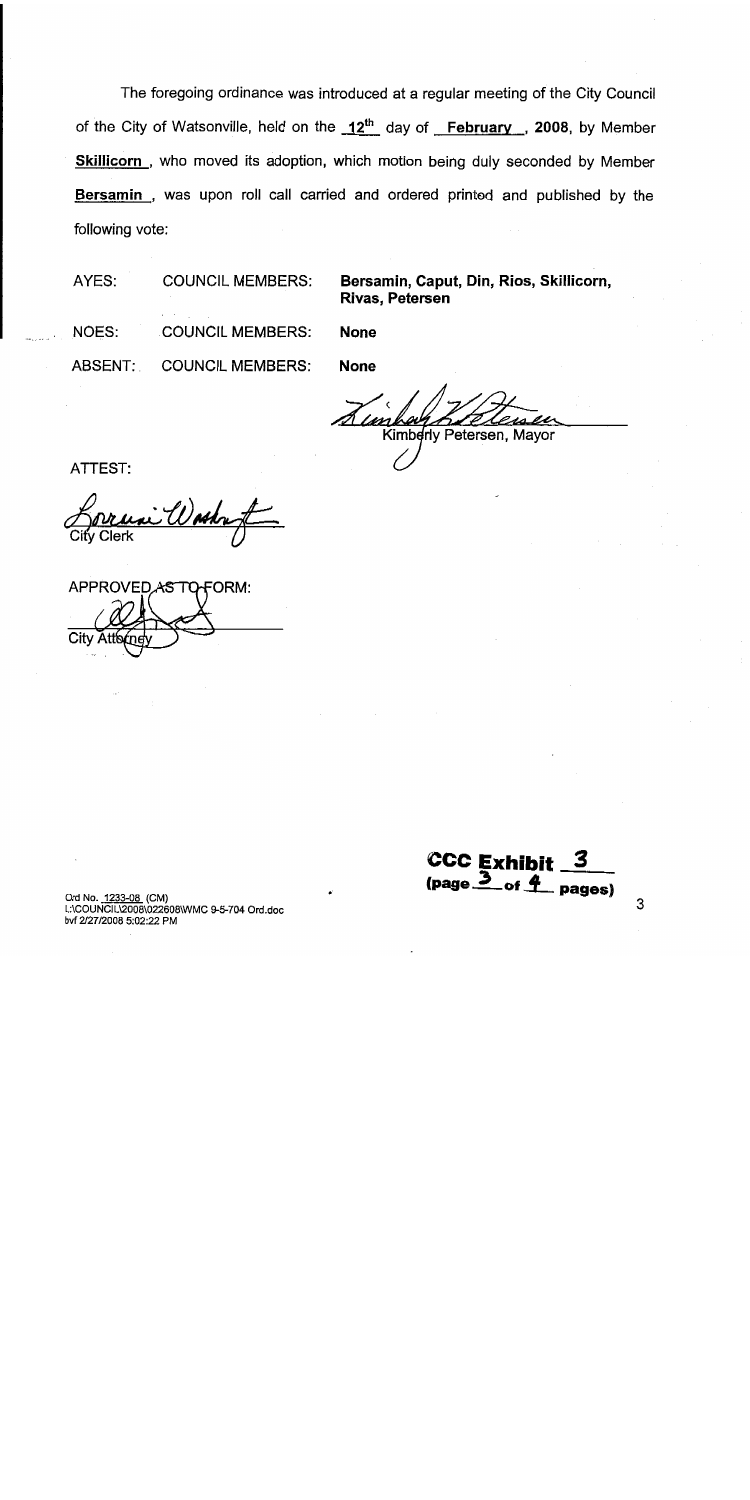The foregoing ordinance was introduced at a regular meeting of the City Council of the City of Watsonville, held on the **12th** day of **February**, **2008**, by Member **Skillicorn**, who moved its adoption, which motion being duly seconded by Member **Bersamin**, was upon roll call carried and ordered printed and published by the following vote:

| | | |
|---|---|---|
| AYES: | COUNCIL MEMBERS: | **Bersamin, Caput, Din, Rios, Skillicorn, Rivas, Petersen** |
| NOES: | COUNCIL MEMBERS: | **None** |
| ABSENT: | COUNCIL MEMBERS: | **None** |

Kimberly Petersen, Mayor

ATTEST:

City Clerk

APPROVED AS TO FORM:

City Attorney

**CCC Exhibit 3**
**(page 3 of 4 pages)**

Ord No. 1233-08 (CM)
L:\COUNCIL\2008\022608\WMC 9-5-704 Ord.doc
bvf 2/27/2008 5:02:22 PM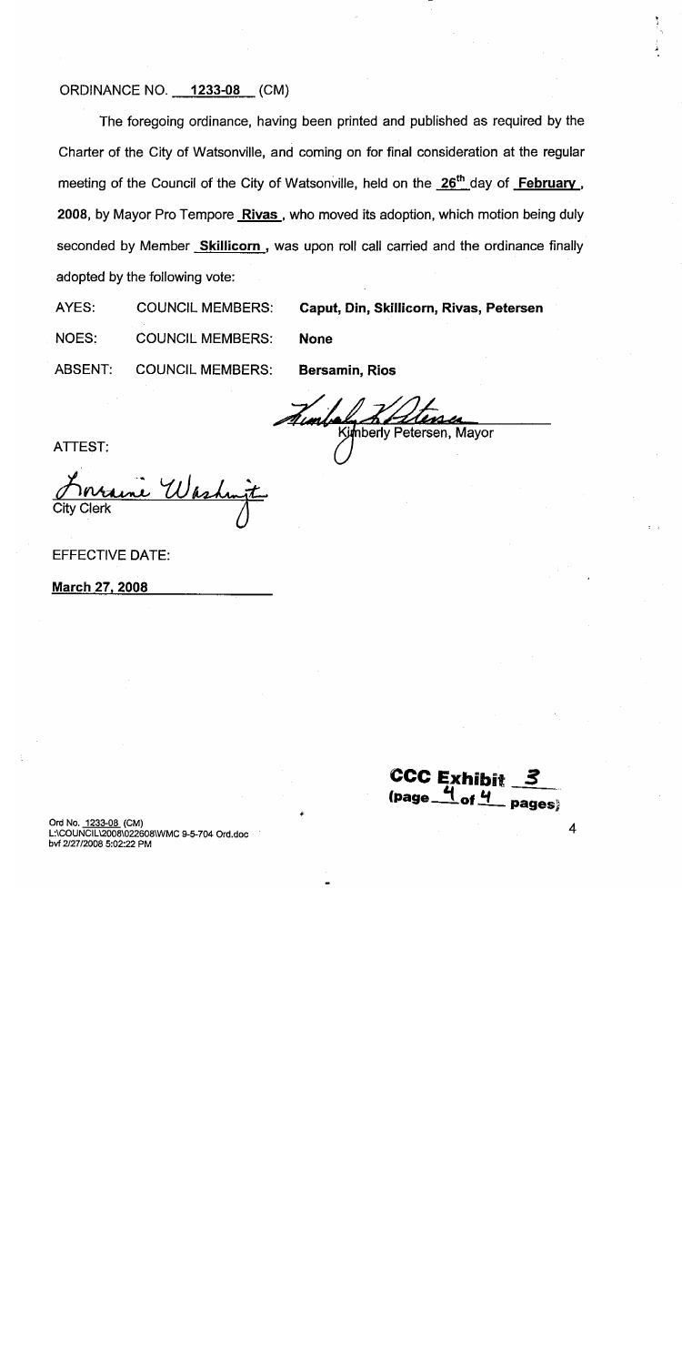ORDINANCE NO. 1233-08 (CM)

The foregoing ordinance, having been printed and published as required by the Charter of the City of Watsonville, and coming on for final consideration at the regular meeting of the Council of the City of Watsonville, held on the **26th** day of **February**, 2008, by Mayor Pro Tempore **Rivas**, who moved its adoption, which motion being duly seconded by Member **Skillicorn**, was upon roll call carried and the ordinance finally adopted by the following vote:

| | | |
|---|---|---|
| AYES: | COUNCIL MEMBERS: | **Caput, Din, Skillicorn, Rivas, Petersen** |
| NOES: | COUNCIL MEMBERS: | **None** |
| ABSENT: | COUNCIL MEMBERS: | **Bersamin, Rios** |

Kimberly Petersen, Mayor

ATTEST:

City Clerk

EFFECTIVE DATE:

**March 27, 2008**

**CCC Exhibit 3**
**(page 4 of 4 pages)**

Ord No. 1233-08 (CM)
L:\COUNCIL\2008\022608\WMC 9-5-704 Ord.doc
bvf 2/27/2008 5:02:22 PM